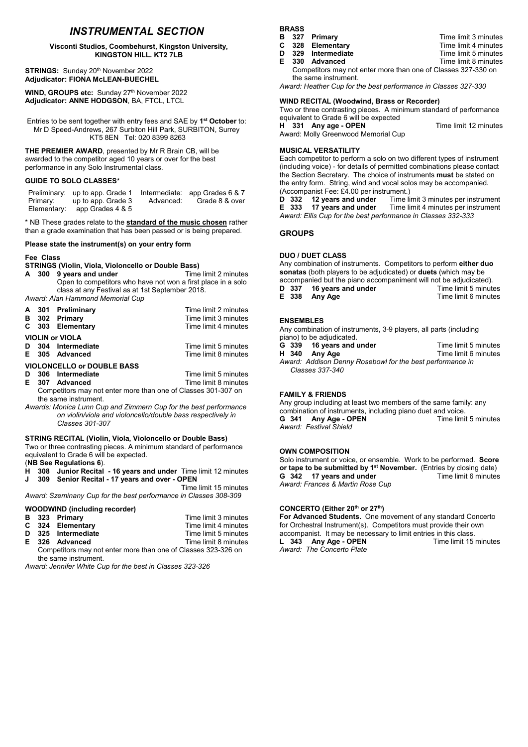# *INSTRUMENTAL SECTION*

**Visconti Studios, Coombehurst, Kingston University, KINGSTON HILL. KT2 7LB**

**STRINGS:** Sunday 20th November 2022
**Adjudicator: FIONA McLEAN-BUECHEL**

**WIND, GROUPS etc:** Sunday 27th November 2022
**Adjudicator: ANNE HODGSON**, BA, FTCL, LTCL

Entries to be sent together with entry fees and SAE by **1st October** to: Mr D Speed-Andrews, 267 Surbiton Hill Park, SURBITON, Surrey KT5 8EN Tel: 020 8399 8263

**THE PREMIER AWARD**, presented by Mr R Brain CB, will be awarded to the competitor aged 10 years or over for the best performance in any Solo Instrumental class.

### GUIDE TO SOLO CLASSES*

| | | | |
|---|---|---|---|
| Preliminary: | up to app. Grade 1 | Intermediate: | app Grades 6 & 7 |
| Primary: | up to app. Grade 3 | Advanced: | Grade 8 & over |
| Elementary: | app Grades 4 & 5 | | |

\* NB These grades relate to the **standard of the music chosen** rather than a grade examination that has been passed or is being prepared.

**Please state the instrument(s) on your entry form**

**Fee Class**

### STRINGS (Violin, Viola, Violoncello or Double Bass)

**A 300 9 years and under** — Time limit 2 minutes
Open to competitors who have not won a first place in a solo class at any Festival as at 1st September 2018.
*Award: Alan Hammond Memorial Cup*

**A 301 Preliminary** — Time limit 2 minutes
**B 302 Primary** — Time limit 3 minutes
**C 303 Elementary** — Time limit 4 minutes

**VIOLIN or VIOLA**
**D 304 Intermediate** — Time limit 5 minutes
**E 305 Advanced** — Time limit 8 minutes

**VIOLONCELLO or DOUBLE BASS**
**D 306 Intermediate** — Time limit 5 minutes
**E 307 Advanced** — Time limit 8 minutes
Competitors may not enter more than one of Classes 301-307 on the same instrument.
*Awards: Monica Lunn Cup and Zimmern Cup for the best performance on violin/viola and violoncello/double bass respectively in Classes 301-307*

### STRING RECITAL (Violin, Viola, Violoncello or Double Bass)

Two or three contrasting pieces. A minimum standard of performance equivalent to Grade 6 will be expected.
(**NB See Regulations 6**).
**H 308 Junior Recital - 16 years and under** — Time limit 12 minutes
**J 309 Senior Recital - 17 years and over - OPEN** — Time limit 15 minutes
*Award: Szeminany Cup for the best performance in Classes 308-309*

### WOODWIND (including recorder)

**B 323 Primary** — Time limit 3 minutes
**C 324 Elementary** — Time limit 4 minutes
**D 325 Intermediate** — Time limit 5 minutes
**E 326 Advanced** — Time limit 8 minutes
Competitors may not enter more than one of Classes 323-326 on the same instrument.
*Award: Jennifer White Cup for the best in Classes 323-326*

### BRASS

**B 327 Primary** — Time limit 3 minutes
**C 328 Elementary** — Time limit 4 minutes
**D 329 Intermediate** — Time limit 5 minutes
**E 330 Advanced** — Time limit 8 minutes
Competitors may not enter more than one of Classes 327-330 on the same instrument.
*Award: Heather Cup for the best performance in Classes 327-330*

### WIND RECITAL (Woodwind, Brass or Recorder)

Two or three contrasting pieces. A minimum standard of performance equivalent to Grade 6 will be expected
**H 331 Any age - OPEN** — Time limit 12 minutes
Award: Molly Greenwood Memorial Cup

### MUSICAL VERSATILITY

Each competitor to perform a solo on two different types of instrument (including voice) - for details of permitted combinations please contact the Section Secretary. The choice of instruments **must** be stated on the entry form. String, wind and vocal solos may be accompanied. (Accompanist Fee: £4.00 per instrument.)
**D 332 12 years and under** — Time limit 3 minutes per instrument
**E 333 17 years and under** — Time limit 4 minutes per instrument
*Award: Ellis Cup for the best performance in Classes 332-333*

## GROUPS

### DUO / DUET CLASS

Any combination of instruments. Competitors to perform **either duo sonatas** (both players to be adjudicated) or **duets** (which may be accompanied but the piano accompaniment will not be adjudicated).
**D 337 16 years and under** — Time limit 5 minutes
**E 338 Any Age** — Time limit 6 minutes

### ENSEMBLES

Any combination of instruments, 3-9 players, all parts (including piano) to be adjudicated.
**G 339 16 years and under** — Time limit 5 minutes
**H 340 Any Age** — Time limit 6 minutes
*Award: Addison Denny Rosebowl for the best performance in Classes 337-340*

### FAMILY & FRIENDS

Any group including at least two members of the same family: any combination of instruments, including piano duet and voice.
**G 341 Any Age - OPEN** — Time limit 5 minutes
*Award: Festival Shield*

### OWN COMPOSITION

Solo instrument or voice, or ensemble. Work to be performed. **Score or tape to be submitted by 1st November.** (Entries by closing date)
**G 342 17 years and under** — Time limit 6 minutes
*Award: Frances & Martin Rose Cup*

### CONCERTO (Either 20th or 27th)

**For Advanced Students.** One movement of any standard Concerto for Orchestral Instrument(s). Competitors must provide their own accompanist. It may be necessary to limit entries in this class.
**L 343 Any Age - OPEN** — Time limit 15 minutes
*Award: The Concerto Plate*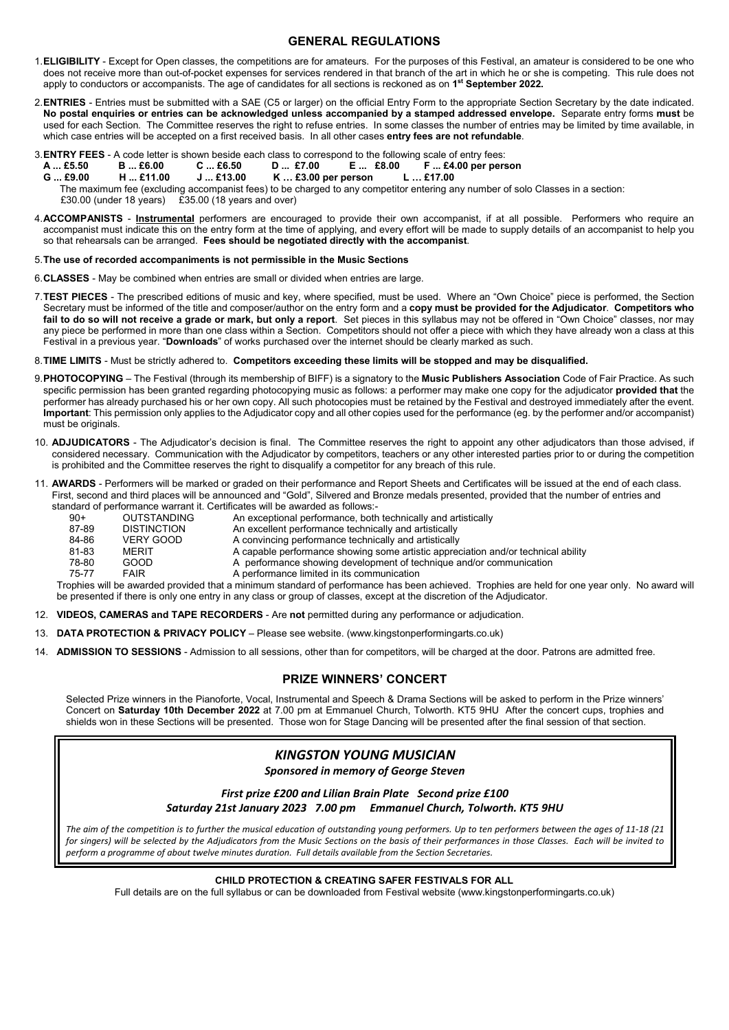## GENERAL REGULATIONS

1. **ELIGIBILITY** - Except for Open classes, the competitions are for amateurs. For the purposes of this Festival, an amateur is considered to be one who does not receive more than out-of-pocket expenses for services rendered in that branch of the art in which he or she is competing. This rule does not apply to conductors or accompanists. The age of candidates for all sections is reckoned as on **1st September 2022.**

2. **ENTRIES** - Entries must be submitted with a SAE (C5 or larger) on the official Entry Form to the appropriate Section Secretary by the date indicated. **No postal enquiries or entries can be acknowledged unless accompanied by a stamped addressed envelope.** Separate entry forms **must** be used for each Section. The Committee reserves the right to refuse entries. In some classes the number of entries may be limited by time available, in which case entries will be accepted on a first received basis. In all other cases **entry fees are not refundable**.

3. **ENTRY FEES** - A code letter is shown beside each class to correspond to the following scale of entry fees:
   **A ... £5.50 B ... £6.00 C ... £6.50 D ... £7.00 E ... £8.00 F ... £4.00 per person**
   **G ... £9.00 H ... £11.00 J ... £13.00 K … £3.00 per person L … £17.00**
   The maximum fee (excluding accompanist fees) to be charged to any competitor entering any number of solo Classes in a section:
   £30.00 (under 18 years) £35.00 (18 years and over)

4. **ACCOMPANISTS** - **Instrumental** performers are encouraged to provide their own accompanist, if at all possible. Performers who require an accompanist must indicate this on the entry form at the time of applying, and every effort will be made to supply details of an accompanist to help you so that rehearsals can be arranged. **Fees should be negotiated directly with the accompanist**.

5. **The use of recorded accompaniments is not permissible in the Music Sections**

6. **CLASSES** - May be combined when entries are small or divided when entries are large.

7. **TEST PIECES** - The prescribed editions of music and key, where specified, must be used. Where an "Own Choice" piece is performed, the Section Secretary must be informed of the title and composer/author on the entry form and a **copy must be provided for the Adjudicator**. **Competitors who fail to do so will not receive a grade or mark, but only a report**. Set pieces in this syllabus may not be offered in "Own Choice" classes, nor may any piece be performed in more than one class within a Section. Competitors should not offer a piece with which they have already won a class at this Festival in a previous year. "**Downloads**" of works purchased over the internet should be clearly marked as such.

8. **TIME LIMITS** - Must be strictly adhered to. **Competitors exceeding these limits will be stopped and may be disqualified.**

9. **PHOTOCOPYING** – The Festival (through its membership of BIFF) is a signatory to the **Music Publishers Association** Code of Fair Practice. As such specific permission has been granted regarding photocopying music as follows: a performer may make one copy for the adjudicator **provided that** the performer has already purchased his or her own copy. All such photocopies must be retained by the Festival and destroyed immediately after the event. **Important**: This permission only applies to the Adjudicator copy and all other copies used for the performance (eg. by the performer and/or accompanist) must be originals.

10. **ADJUDICATORS** - The Adjudicator's decision is final. The Committee reserves the right to appoint any other adjudicators than those advised, if considered necessary. Communication with the Adjudicator by competitors, teachers or any other interested parties prior to or during the competition is prohibited and the Committee reserves the right to disqualify a competitor for any breach of this rule.

11. **AWARDS** - Performers will be marked or graded on their performance and Report Sheets and Certificates will be issued at the end of each class. First, second and third places will be announced and "Gold", Silvered and Bronze medals presented, provided that the number of entries and standard of performance warrant it. Certificates will be awarded as follows:-

| | | |
|---|---|---|
| 90+ | OUTSTANDING | An exceptional performance, both technically and artistically |
| 87-89 | DISTINCTION | An excellent performance technically and artistically |
| 84-86 | VERY GOOD | A convincing performance technically and artistically |
| 81-83 | MERIT | A capable performance showing some artistic appreciation and/or technical ability |
| 78-80 | GOOD | A performance showing development of technique and/or communication |
| 75-77 | FAIR | A performance limited in its communication |

   Trophies will be awarded provided that a minimum standard of performance has been achieved. Trophies are held for one year only. No award will be presented if there is only one entry in any class or group of classes, except at the discretion of the Adjudicator.

12. **VIDEOS, CAMERAS and TAPE RECORDERS** - Are **not** permitted during any performance or adjudication.

13. **DATA PROTECTION & PRIVACY POLICY** – Please see website. (www.kingstonperformingarts.co.uk)

14. **ADMISSION TO SESSIONS** - Admission to all sessions, other than for competitors, will be charged at the door. Patrons are admitted free.

## PRIZE WINNERS' CONCERT

Selected Prize winners in the Pianoforte, Vocal, Instrumental and Speech & Drama Sections will be asked to perform in the Prize winners' Concert on **Saturday 10th December 2022** at 7.00 pm at Emmanuel Church, Tolworth. KT5 9HU After the concert cups, trophies and shields won in these Sections will be presented. Those won for Stage Dancing will be presented after the final session of that section.

## *KINGSTON YOUNG MUSICIAN*

***Sponsored in memory of George Steven***

***First prize £200 and Lilian Brain Plate Second prize £100***
***Saturday 21st January 2023 7.00 pm Emmanuel Church, Tolworth. KT5 9HU***

*The aim of the competition is to further the musical education of outstanding young performers. Up to ten performers between the ages of 11-18 (21 for singers) will be selected by the Adjudicators from the Music Sections on the basis of their performances in those Classes. Each will be invited to perform a programme of about twelve minutes duration. Full details available from the Section Secretaries.*

### CHILD PROTECTION & CREATING SAFER FESTIVALS FOR ALL

Full details are on the full syllabus or can be downloaded from Festival website (www.kingstonperformingarts.co.uk)